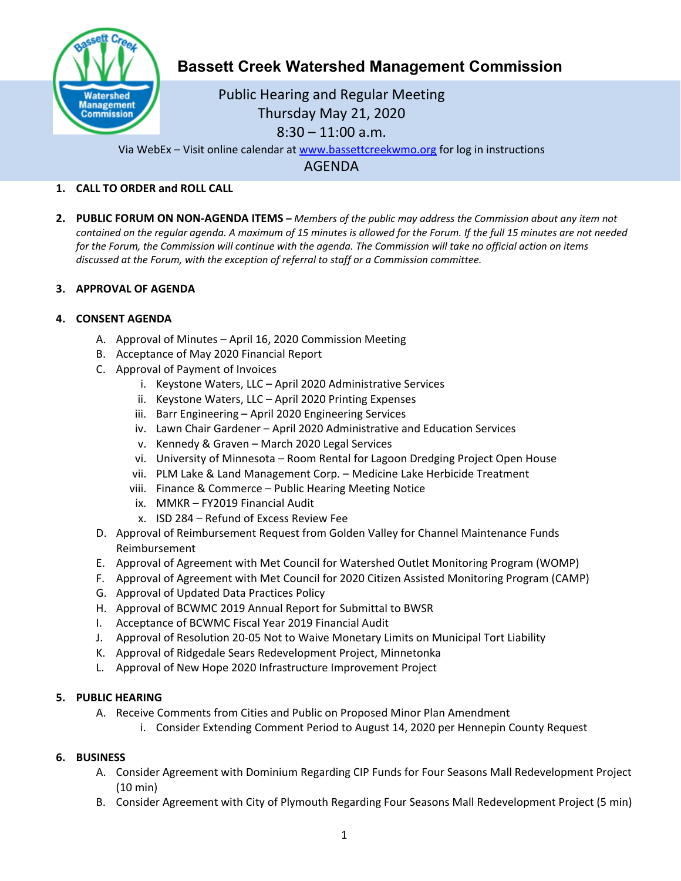# Bassett Creek Watershed Management Commission

Public Hearing and Regular Meeting
Thursday May 21, 2020
8:30 – 11:00 a.m.

Via WebEx – Visit online calendar at www.bassettcreekwmo.org for log in instructions

## AGENDA

1. **CALL TO ORDER and ROLL CALL**

2. **PUBLIC FORUM ON NON-AGENDA ITEMS –** *Members of the public may address the Commission about any item not contained on the regular agenda. A maximum of 15 minutes is allowed for the Forum. If the full 15 minutes are not needed for the Forum, the Commission will continue with the agenda. The Commission will take no official action on items discussed at the Forum, with the exception of referral to staff or a Commission committee.*

3. **APPROVAL OF AGENDA**

4. **CONSENT AGENDA**
   - A. Approval of Minutes – April 16, 2020 Commission Meeting
   - B. Acceptance of May 2020 Financial Report
   - C. Approval of Payment of Invoices
     - i. Keystone Waters, LLC – April 2020 Administrative Services
     - ii. Keystone Waters, LLC – April 2020 Printing Expenses
     - iii. Barr Engineering – April 2020 Engineering Services
     - iv. Lawn Chair Gardener – April 2020 Administrative and Education Services
     - v. Kennedy & Graven – March 2020 Legal Services
     - vi. University of Minnesota – Room Rental for Lagoon Dredging Project Open House
     - vii. PLM Lake & Land Management Corp. – Medicine Lake Herbicide Treatment
     - viii. Finance & Commerce – Public Hearing Meeting Notice
     - ix. MMKR – FY2019 Financial Audit
     - x. ISD 284 – Refund of Excess Review Fee
   - D. Approval of Reimbursement Request from Golden Valley for Channel Maintenance Funds Reimbursement
   - E. Approval of Agreement with Met Council for Watershed Outlet Monitoring Program (WOMP)
   - F. Approval of Agreement with Met Council for 2020 Citizen Assisted Monitoring Program (CAMP)
   - G. Approval of Updated Data Practices Policy
   - H. Approval of BCWMC 2019 Annual Report for Submittal to BWSR
   - I. Acceptance of BCWMC Fiscal Year 2019 Financial Audit
   - J. Approval of Resolution 20-05 Not to Waive Monetary Limits on Municipal Tort Liability
   - K. Approval of Ridgedale Sears Redevelopment Project, Minnetonka
   - L. Approval of New Hope 2020 Infrastructure Improvement Project

5. **PUBLIC HEARING**
   - A. Receive Comments from Cities and Public on Proposed Minor Plan Amendment
     - i. Consider Extending Comment Period to August 14, 2020 per Hennepin County Request

6. **BUSINESS**
   - A. Consider Agreement with Dominium Regarding CIP Funds for Four Seasons Mall Redevelopment Project (10 min)
   - B. Consider Agreement with City of Plymouth Regarding Four Seasons Mall Redevelopment Project (5 min)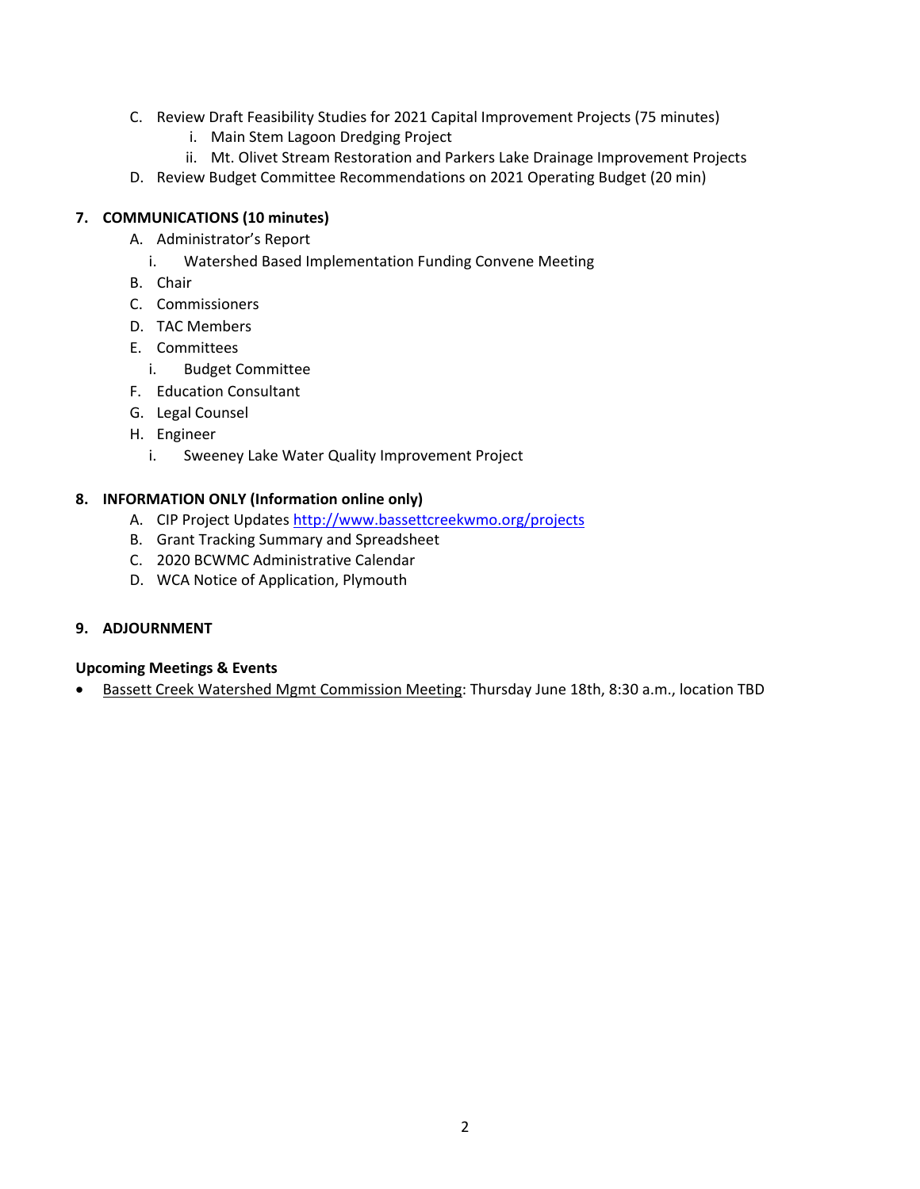C. Review Draft Feasibility Studies for 2021 Capital Improvement Projects (75 minutes)
   i. Main Stem Lagoon Dredging Project
   ii. Mt. Olivet Stream Restoration and Parkers Lake Drainage Improvement Projects
D. Review Budget Committee Recommendations on 2021 Operating Budget (20 min)

**7. COMMUNICATIONS (10 minutes)**

A. Administrator's Report
   i. Watershed Based Implementation Funding Convene Meeting
B. Chair
C. Commissioners
D. TAC Members
E. Committees
   i. Budget Committee
F. Education Consultant
G. Legal Counsel
H. Engineer
   i. Sweeney Lake Water Quality Improvement Project

**8. INFORMATION ONLY (Information online only)**

A. CIP Project Updates http://www.bassettcreekwmo.org/projects
B. Grant Tracking Summary and Spreadsheet
C. 2020 BCWMC Administrative Calendar
D. WCA Notice of Application, Plymouth

**9. ADJOURNMENT**

**Upcoming Meetings & Events**

- Bassett Creek Watershed Mgmt Commission Meeting: Thursday June 18th, 8:30 a.m., location TBD